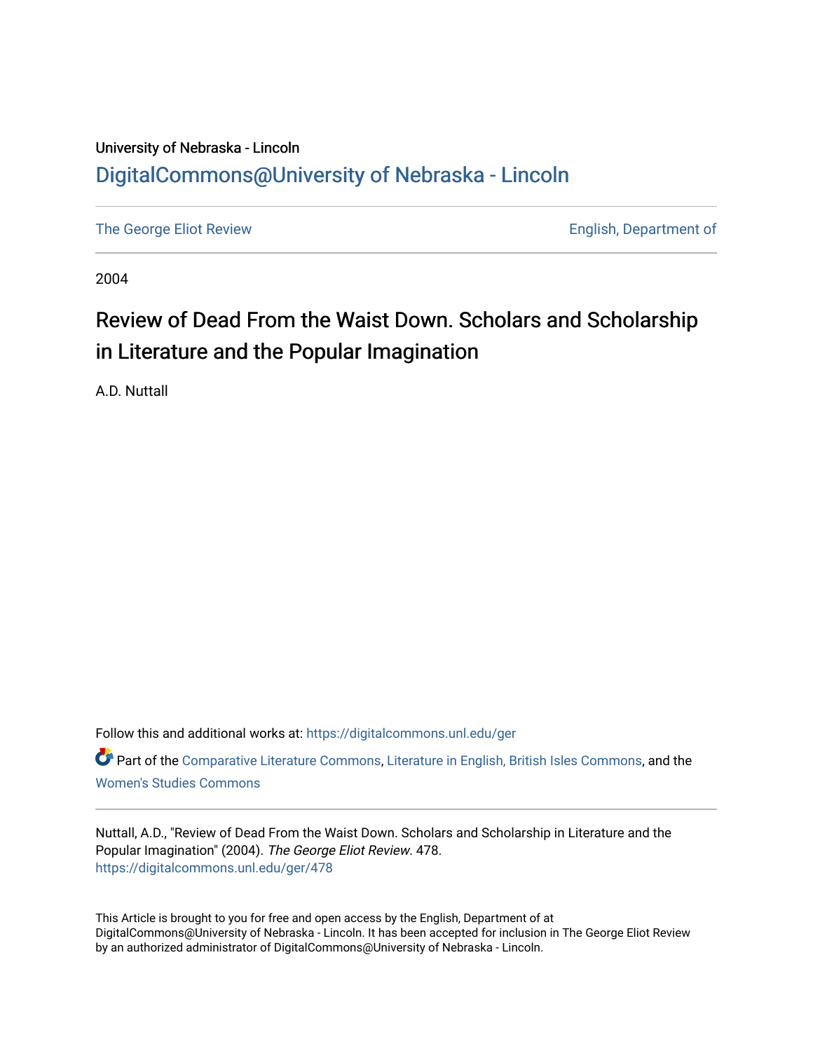University of Nebraska - Lincoln

## DigitalCommons@University of Nebraska - Lincoln

The George Eliot Review | English, Department of

2004

# Review of Dead From the Waist Down. Scholars and Scholarship in Literature and the Popular Imagination

A.D. Nuttall

Follow this and additional works at: https://digitalcommons.unl.edu/ger

Part of the Comparative Literature Commons, Literature in English, British Isles Commons, and the Women's Studies Commons

Nuttall, A.D., "Review of Dead From the Waist Down. Scholars and Scholarship in Literature and the Popular Imagination" (2004). *The George Eliot Review*. 478.
https://digitalcommons.unl.edu/ger/478

This Article is brought to you for free and open access by the English, Department of at DigitalCommons@University of Nebraska - Lincoln. It has been accepted for inclusion in The George Eliot Review by an authorized administrator of DigitalCommons@University of Nebraska - Lincoln.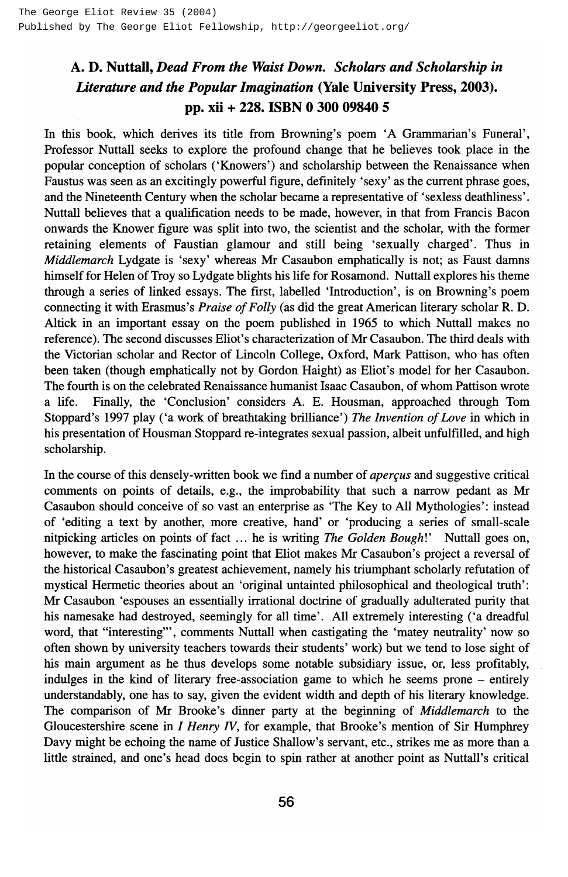## A. D. Nuttall, *Dead From the Waist Down. Scholars and Scholarship in Literature and the Popular Imagination* (Yale University Press, 2003). pp. xii + 228. ISBN 0 300 09840 5

In this book, which derives its title from Browning's poem 'A Grammarian's Funeral', Professor Nuttall seeks to explore the profound change that he believes took place in the popular conception of scholars ('Knowers') and scholarship between the Renaissance when Faustus was seen as an excitingly powerful figure, definitely 'sexy' as the current phrase goes, and the Nineteenth Century when the scholar became a representative of 'sexless deathliness'. Nuttall believes that a qualification needs to be made, however, in that from Francis Bacon onwards the Knower figure was split into two, the scientist and the scholar, with the former retaining elements of Faustian glamour and still being 'sexually charged'. Thus in *Middlemarch* Lydgate is 'sexy' whereas Mr Casaubon emphatically is not; as Faust damns himself for Helen of Troy so Lydgate blights his life for Rosamond. Nuttall explores his theme through a series of linked essays. The first, labelled 'Introduction', is on Browning's poem connecting it with Erasmus's *Praise of Folly* (as did the great American literary scholar R. D. Altick in an important essay on the poem published in 1965 to which Nuttall makes no reference). The second discusses Eliot's characterization of Mr Casaubon. The third deals with the Victorian scholar and Rector of Lincoln College, Oxford, Mark Pattison, who has often been taken (though emphatically not by Gordon Haight) as Eliot's model for her Casaubon. The fourth is on the celebrated Renaissance humanist Isaac Casaubon, of whom Pattison wrote a life. Finally, the 'Conclusion' considers A. E. Housman, approached through Tom Stoppard's 1997 play ('a work of breathtaking brilliance') *The Invention of Love* in which in his presentation of Housman Stoppard re-integrates sexual passion, albeit unfulfilled, and high scholarship.

In the course of this densely-written book we find a number of *aperçus* and suggestive critical comments on points of details, e.g., the improbability that such a narrow pedant as Mr Casaubon should conceive of so vast an enterprise as 'The Key to All Mythologies': instead of 'editing a text by another, more creative, hand' or 'producing a series of small-scale nitpicking articles on points of fact ... he is writing *The Golden Bough*!' Nuttall goes on, however, to make the fascinating point that Eliot makes Mr Casaubon's project a reversal of the historical Casaubon's greatest achievement, namely his triumphant scholarly refutation of mystical Hermetic theories about an 'original untainted philosophical and theological truth': Mr Casaubon 'espouses an essentially irrational doctrine of gradually adulterated purity that his namesake had destroyed, seemingly for all time'. All extremely interesting ('a dreadful word, that "interesting"', comments Nuttall when castigating the 'matey neutrality' now so often shown by university teachers towards their students' work) but we tend to lose sight of his main argument as he thus develops some notable subsidiary issue, or, less profitably, indulges in the kind of literary free-association game to which he seems prone – entirely understandably, one has to say, given the evident width and depth of his literary knowledge. The comparison of Mr Brooke's dinner party at the beginning of *Middlemarch* to the Gloucestershire scene in *I Henry IV*, for example, that Brooke's mention of Sir Humphrey Davy might be echoing the name of Justice Shallow's servant, etc., strikes me as more than a little strained, and one's head does begin to spin rather at another point as Nuttall's critical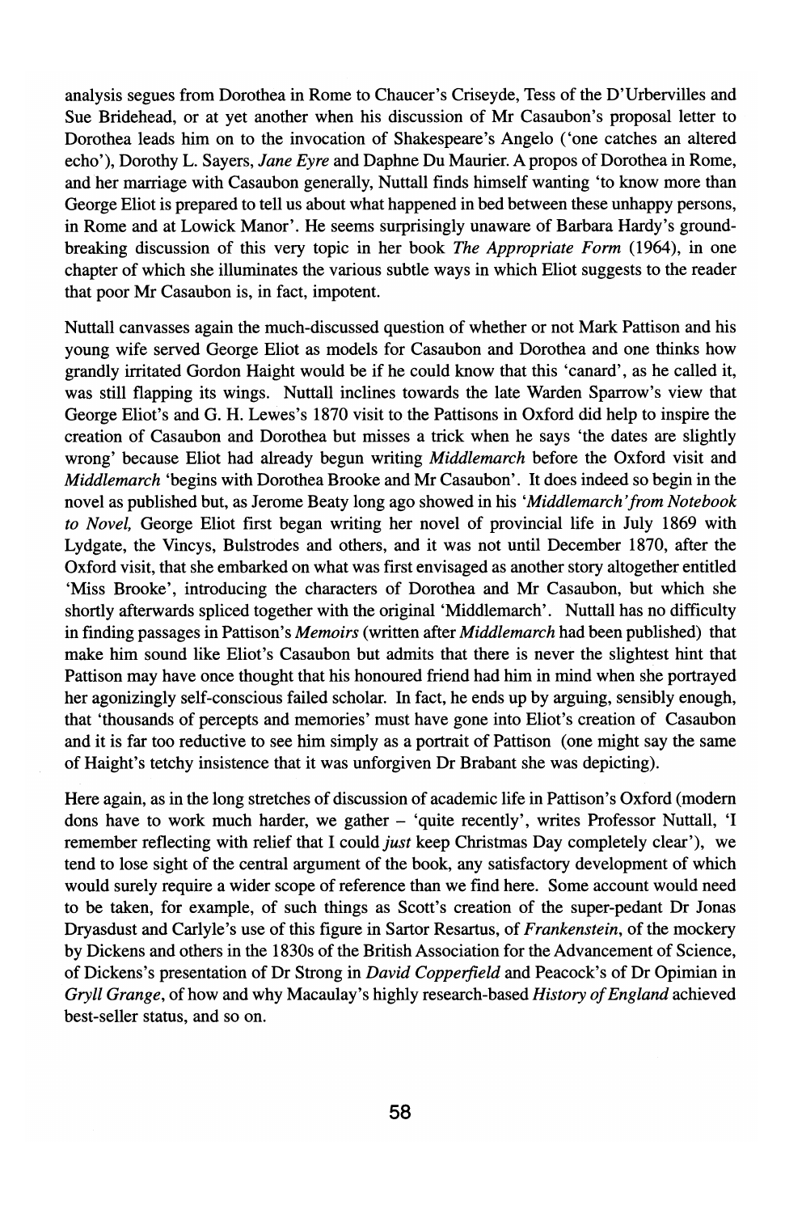analysis segues from Dorothea in Rome to Chaucer's Criseyde, Tess of the D'Urbervilles and Sue Bridehead, or at yet another when his discussion of Mr Casaubon's proposal letter to Dorothea leads him on to the invocation of Shakespeare's Angelo ('one catches an altered echo'), Dorothy L. Sayers, *Jane Eyre* and Daphne Du Maurier. A propos of Dorothea in Rome, and her marriage with Casaubon generally, Nuttall finds himself wanting 'to know more than George Eliot is prepared to tell us about what happened in bed between these unhappy persons, in Rome and at Lowick Manor'. He seems surprisingly unaware of Barbara Hardy's groundbreaking discussion of this very topic in her book *The Appropriate Form* (1964), in one chapter of which she illuminates the various subtle ways in which Eliot suggests to the reader that poor Mr Casaubon is, in fact, impotent.

Nuttall canvasses again the much-discussed question of whether or not Mark Pattison and his young wife served George Eliot as models for Casaubon and Dorothea and one thinks how grandly irritated Gordon Haight would be if he could know that this 'canard', as he called it, was still flapping its wings. Nuttall inclines towards the late Warden Sparrow's view that George Eliot's and G. H. Lewes's 1870 visit to the Pattisons in Oxford did help to inspire the creation of Casaubon and Dorothea but misses a trick when he says 'the dates are slightly wrong' because Eliot had already begun writing *Middlemarch* before the Oxford visit and *Middlemarch* 'begins with Dorothea Brooke and Mr Casaubon'. It does indeed so begin in the novel as published but, as Jerome Beaty long ago showed in his *'Middlemarch' from Notebook to Novel,* George Eliot first began writing her novel of provincial life in July 1869 with Lydgate, the Vincys, Bulstrodes and others, and it was not until December 1870, after the Oxford visit, that she embarked on what was first envisaged as another story altogether entitled 'Miss Brooke', introducing the characters of Dorothea and Mr Casaubon, but which she shortly afterwards spliced together with the original 'Middlemarch'. Nuttall has no difficulty in finding passages in Pattison's *Memoirs* (written after *Middlemarch* had been published) that make him sound like Eliot's Casaubon but admits that there is never the slightest hint that Pattison may have once thought that his honoured friend had him in mind when she portrayed her agonizingly self-conscious failed scholar. In fact, he ends up by arguing, sensibly enough, that 'thousands of percepts and memories' must have gone into Eliot's creation of Casaubon and it is far too reductive to see him simply as a portrait of Pattison (one might say the same of Haight's tetchy insistence that it was unforgiven Dr Brabant she was depicting).

Here again, as in the long stretches of discussion of academic life in Pattison's Oxford (modern dons have to work much harder, we gather – 'quite recently', writes Professor Nuttall, 'I remember reflecting with relief that I could *just* keep Christmas Day completely clear'), we tend to lose sight of the central argument of the book, any satisfactory development of which would surely require a wider scope of reference than we find here. Some account would need to be taken, for example, of such things as Scott's creation of the super-pedant Dr Jonas Dryasdust and Carlyle's use of this figure in Sartor Resartus, of *Frankenstein*, of the mockery by Dickens and others in the 1830s of the British Association for the Advancement of Science, of Dickens's presentation of Dr Strong in *David Copperfield* and Peacock's of Dr Opimian in *Gryll Grange*, of how and why Macaulay's highly research-based *History of England* achieved best-seller status, and so on.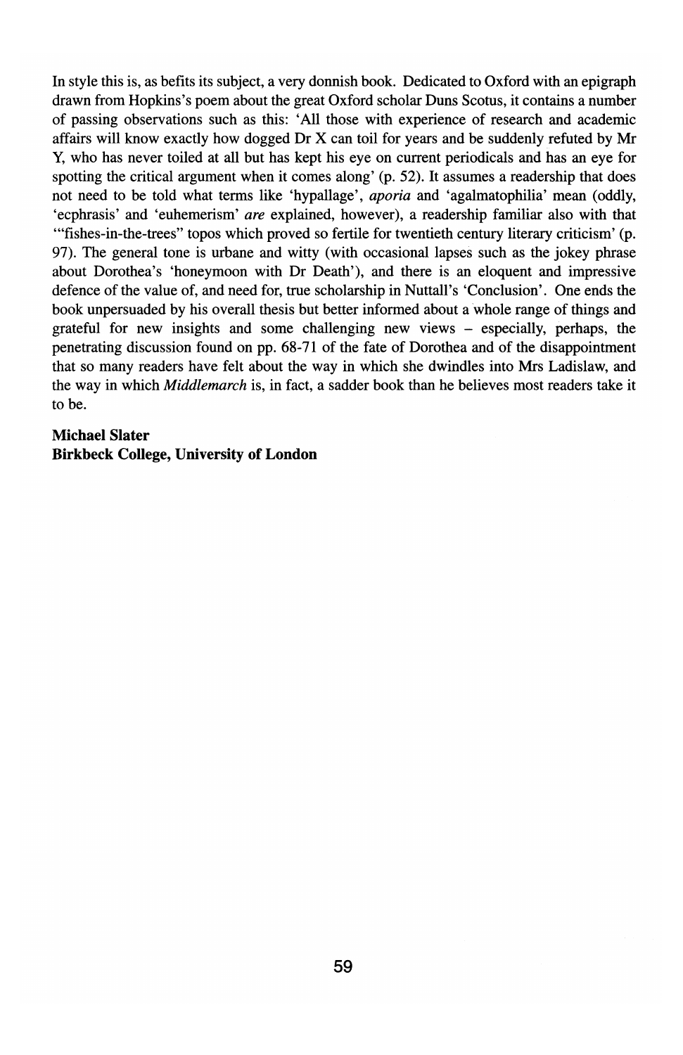In style this is, as befits its subject, a very donnish book. Dedicated to Oxford with an epigraph drawn from Hopkins's poem about the great Oxford scholar Duns Scotus, it contains a number of passing observations such as this: 'All those with experience of research and academic affairs will know exactly how dogged Dr X can toil for years and be suddenly refuted by Mr Y, who has never toiled at all but has kept his eye on current periodicals and has an eye for spotting the critical argument when it comes along' (p. 52). It assumes a readership that does not need to be told what terms like 'hypallage', *aporia* and 'agalmatophilia' mean (oddly, 'ecphrasis' and 'euhemerism' *are* explained, however), a readership familiar also with that '"fishes-in-the-trees" topos which proved so fertile for twentieth century literary criticism' (p. 97). The general tone is urbane and witty (with occasional lapses such as the jokey phrase about Dorothea's 'honeymoon with Dr Death'), and there is an eloquent and impressive defence of the value of, and need for, true scholarship in Nuttall's 'Conclusion'. One ends the book unpersuaded by his overall thesis but better informed about a whole range of things and grateful for new insights and some challenging new views – especially, perhaps, the penetrating discussion found on pp. 68-71 of the fate of Dorothea and of the disappointment that so many readers have felt about the way in which she dwindles into Mrs Ladislaw, and the way in which *Middlemarch* is, in fact, a sadder book than he believes most readers take it to be.

**Michael Slater**
**Birkbeck College, University of London**